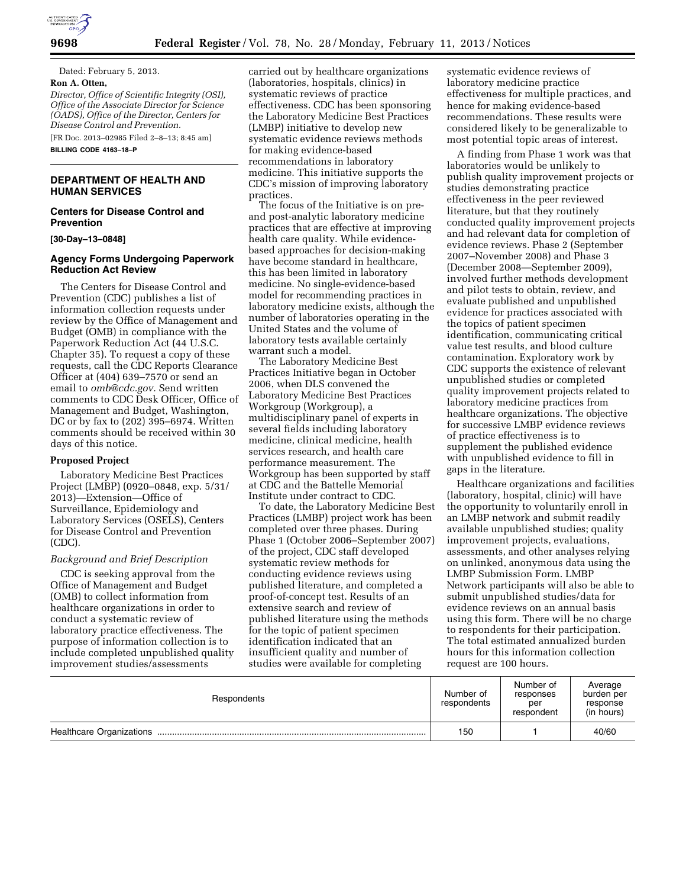Dated: February 5, 2013.

**Ron A. Otten,**

*Director, Office of Scientific Integrity (OSI), Office of the Associate Director for Science (OADS), Office of the Director, Centers for Disease Control and Prevention.*

[FR Doc. 2013–02985 Filed 2–8–13; 8:45 am]

**BILLING CODE 4163–18–P**

## DEPARTMENT OF HEALTH AND HUMAN SERVICES

### Centers for Disease Control and Prevention

**[30-Day–13–0848]**

### Agency Forms Undergoing Paperwork Reduction Act Review

The Centers for Disease Control and Prevention (CDC) publishes a list of information collection requests under review by the Office of Management and Budget (OMB) in compliance with the Paperwork Reduction Act (44 U.S.C. Chapter 35). To request a copy of these requests, call the CDC Reports Clearance Officer at (404) 639–7570 or send an email to *omb@cdc.gov.* Send written comments to CDC Desk Officer, Office of Management and Budget, Washington, DC or by fax to (202) 395–6974. Written comments should be received within 30 days of this notice.

#### Proposed Project

Laboratory Medicine Best Practices Project (LMBP) (0920–0848, exp. 5/31/2013)—Extension—Office of Surveillance, Epidemiology and Laboratory Services (OSELS), Centers for Disease Control and Prevention (CDC).

*Background and Brief Description*

CDC is seeking approval from the Office of Management and Budget (OMB) to collect information from healthcare organizations in order to conduct a systematic review of laboratory practice effectiveness. The purpose of information collection is to include completed unpublished quality improvement studies/assessments carried out by healthcare organizations (laboratories, hospitals, clinics) in systematic reviews of practice effectiveness. CDC has been sponsoring the Laboratory Medicine Best Practices (LMBP) initiative to develop new systematic evidence reviews methods for making evidence-based recommendations in laboratory medicine. This initiative supports the CDC's mission of improving laboratory practices.

The focus of the Initiative is on pre- and post-analytic laboratory medicine practices that are effective at improving health care quality. While evidence-based approaches for decision-making have become standard in healthcare, this has been limited in laboratory medicine. No single-evidence-based model for recommending practices in laboratory medicine exists, although the number of laboratories operating in the United States and the volume of laboratory tests available certainly warrant such a model.

The Laboratory Medicine Best Practices Initiative began in October 2006, when DLS convened the Laboratory Medicine Best Practices Workgroup (Workgroup), a multidisciplinary panel of experts in several fields including laboratory medicine, clinical medicine, health services research, and health care performance measurement. The Workgroup has been supported by staff at CDC and the Battelle Memorial Institute under contract to CDC.

To date, the Laboratory Medicine Best Practices (LMBP) project work has been completed over three phases. During Phase 1 (October 2006–September 2007) of the project, CDC staff developed systematic review methods for conducting evidence reviews using published literature, and completed a proof-of-concept test. Results of an extensive search and review of published literature using the methods for the topic of patient specimen identification indicated that an insufficient quality and number of studies were available for completing systematic evidence reviews of laboratory medicine practice effectiveness for multiple practices, and hence for making evidence-based recommendations. These results were considered likely to be generalizable to most potential topic areas of interest.

A finding from Phase 1 work was that laboratories would be unlikely to publish quality improvement projects or studies demonstrating practice effectiveness in the peer reviewed literature, but that they routinely conducted quality improvement projects and had relevant data for completion of evidence reviews. Phase 2 (September 2007–November 2008) and Phase 3 (December 2008—September 2009), involved further methods development and pilot tests to obtain, review, and evaluate published and unpublished evidence for practices associated with the topics of patient specimen identification, communicating critical value test results, and blood culture contamination. Exploratory work by CDC supports the existence of relevant unpublished studies or completed quality improvement projects related to laboratory medicine practices from healthcare organizations. The objective for successive LMBP evidence reviews of practice effectiveness is to supplement the published evidence with unpublished evidence to fill in gaps in the literature.

Healthcare organizations and facilities (laboratory, hospital, clinic) will have the opportunity to voluntarily enroll in an LMBP network and submit readily available unpublished studies; quality improvement projects, evaluations, assessments, and other analyses relying on unlinked, anonymous data using the LMBP Submission Form. LMBP Network participants will also be able to submit unpublished studies/data for evidence reviews on an annual basis using this form. There will be no charge to respondents for their participation. The total estimated annualized burden hours for this information collection request are 100 hours.

| Respondents | Number of respondents | Number of responses per respondent | Average burden per response (in hours) |
|---|---|---|---|
| Healthcare Organizations | 150 | 1 | 40/60 |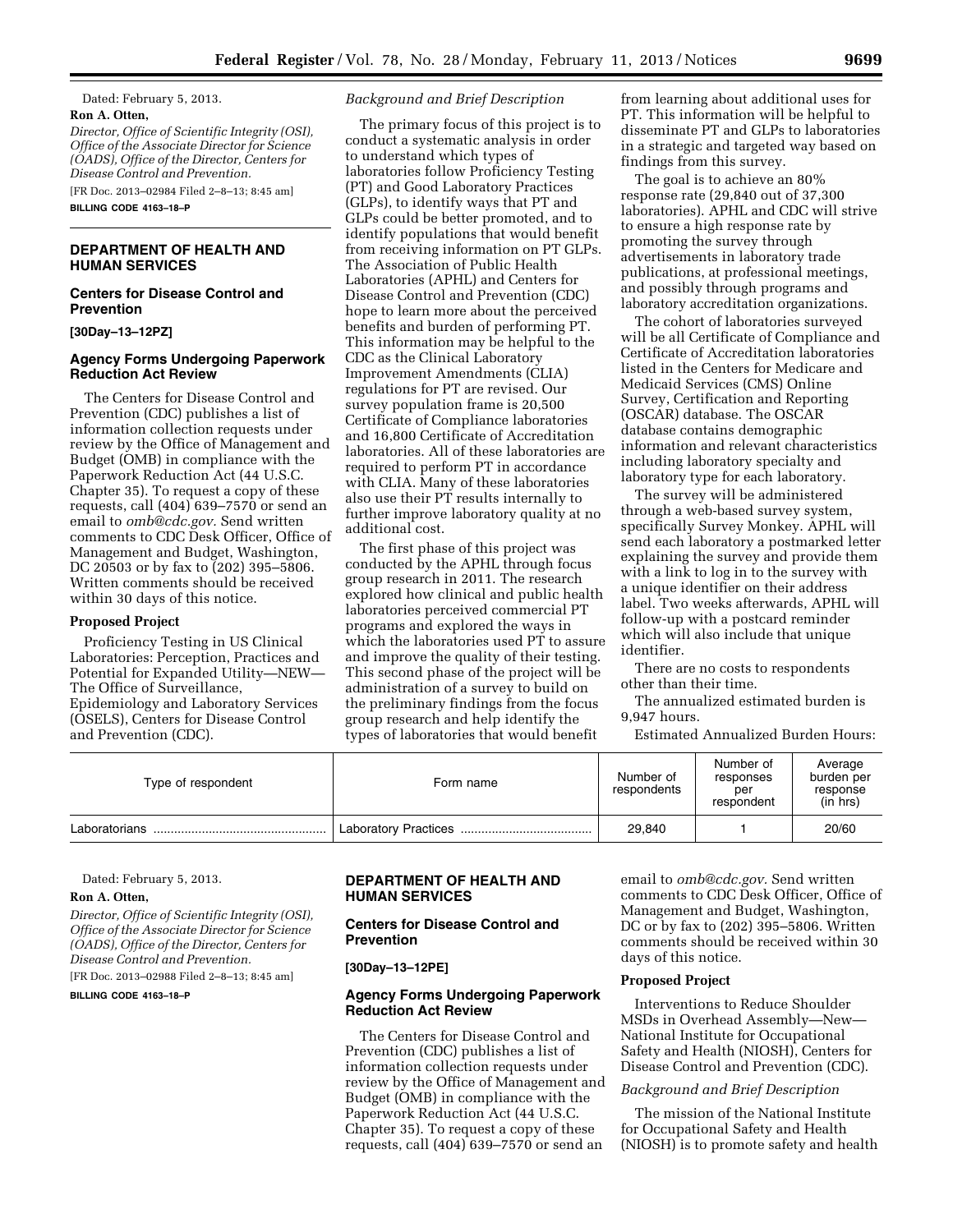Dated: February 5, 2013.

**Ron A. Otten,**

*Director, Office of Scientific Integrity (OSI), Office of the Associate Director for Science (OADS), Office of the Director, Centers for Disease Control and Prevention.*

[FR Doc. 2013–02984 Filed 2–8–13; 8:45 am]

**BILLING CODE 4163–18–P**

## DEPARTMENT OF HEALTH AND HUMAN SERVICES

### Centers for Disease Control and Prevention

**[30Day–13–12PZ]**

### Agency Forms Undergoing Paperwork Reduction Act Review

The Centers for Disease Control and Prevention (CDC) publishes a list of information collection requests under review by the Office of Management and Budget (OMB) in compliance with the Paperwork Reduction Act (44 U.S.C. Chapter 35). To request a copy of these requests, call (404) 639–7570 or send an email to *omb@cdc.gov.* Send written comments to CDC Desk Officer, Office of Management and Budget, Washington, DC 20503 or by fax to (202) 395–5806. Written comments should be received within 30 days of this notice.

**Proposed Project**

Proficiency Testing in US Clinical Laboratories: Perception, Practices and Potential for Expanded Utility—NEW—The Office of Surveillance, Epidemiology and Laboratory Services (OSELS), Centers for Disease Control and Prevention (CDC).

*Background and Brief Description*

The primary focus of this project is to conduct a systematic analysis in order to understand which types of laboratories follow Proficiency Testing (PT) and Good Laboratory Practices (GLPs), to identify ways that PT and GLPs could be better promoted, and to identify populations that would benefit from receiving information on PT GLPs. The Association of Public Health Laboratories (APHL) and Centers for Disease Control and Prevention (CDC) hope to learn more about the perceived benefits and burden of performing PT. This information may be helpful to the CDC as the Clinical Laboratory Improvement Amendments (CLIA) regulations for PT are revised. Our survey population frame is 20,500 Certificate of Compliance laboratories and 16,800 Certificate of Accreditation laboratories. All of these laboratories are required to perform PT in accordance with CLIA. Many of these laboratories also use their PT results internally to further improve laboratory quality at no additional cost.

The first phase of this project was conducted by the APHL through focus group research in 2011. The research explored how clinical and public health laboratories perceived commercial PT programs and explored the ways in which the laboratories used PT to assure and improve the quality of their testing. This second phase of the project will be administration of a survey to build on the preliminary findings from the focus group research and help identify the types of laboratories that would benefit from learning about additional uses for PT. This information will be helpful to disseminate PT and GLPs to laboratories in a strategic and targeted way based on findings from this survey.

The goal is to achieve an 80% response rate (29,840 out of 37,300 laboratories). APHL and CDC will strive to ensure a high response rate by promoting the survey through advertisements in laboratory trade publications, at professional meetings, and possibly through programs and laboratory accreditation organizations.

The cohort of laboratories surveyed will be all Certificate of Compliance and Certificate of Accreditation laboratories listed in the Centers for Medicare and Medicaid Services (CMS) Online Survey, Certification and Reporting (OSCAR) database. The OSCAR database contains demographic information and relevant characteristics including laboratory specialty and laboratory type for each laboratory.

The survey will be administered through a web-based survey system, specifically Survey Monkey. APHL will send each laboratory a postmarked letter explaining the survey and provide them with a link to log in to the survey with a unique identifier on their address label. Two weeks afterwards, APHL will follow-up with a postcard reminder which will also include that unique identifier.

There are no costs to respondents other than their time.

The annualized estimated burden is 9,947 hours.

Estimated Annualized Burden Hours:

| Type of respondent | Form name | Number of respondents | Number of responses per respondent | Average burden per response (in hrs) |
|---|---|---|---|---|
| Laboratorians | Laboratory Practices | 29,840 | 1 | 20/60 |

Dated: February 5, 2013.

**Ron A. Otten,**

*Director, Office of Scientific Integrity (OSI), Office of the Associate Director for Science (OADS), Office of the Director, Centers for Disease Control and Prevention.*

[FR Doc. 2013–02988 Filed 2–8–13; 8:45 am]

**BILLING CODE 4163–18–P**

## DEPARTMENT OF HEALTH AND HUMAN SERVICES

### Centers for Disease Control and Prevention

**[30Day–13–12PE]**

### Agency Forms Undergoing Paperwork Reduction Act Review

The Centers for Disease Control and Prevention (CDC) publishes a list of information collection requests under review by the Office of Management and Budget (OMB) in compliance with the Paperwork Reduction Act (44 U.S.C. Chapter 35). To request a copy of these requests, call (404) 639–7570 or send an email to *omb@cdc.gov*. Send written comments to CDC Desk Officer, Office of Management and Budget, Washington, DC or by fax to (202) 395–5806. Written comments should be received within 30 days of this notice.

**Proposed Project**

Interventions to Reduce Shoulder MSDs in Overhead Assembly—New—National Institute for Occupational Safety and Health (NIOSH), Centers for Disease Control and Prevention (CDC).

*Background and Brief Description*

The mission of the National Institute for Occupational Safety and Health (NIOSH) is to promote safety and health